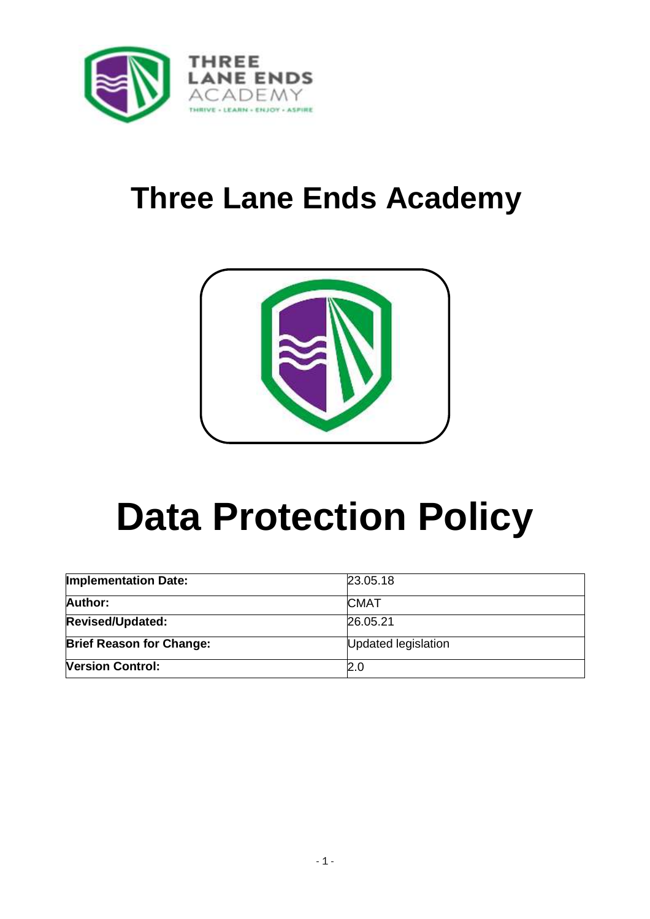THREE LANE ENDS ACADEMY

THRIVE • LEARN • ENJOY • ASPIRE

# Three Lane Ends Academy

# Data Protection Policy

| | |
|---|---|
| **Implementation Date:** | 23.05.18 |
| **Author:** | CMAT |
| **Revised/Updated:** | 26.05.21 |
| **Brief Reason for Change:** | Updated legislation |
| **Version Control:** | 2.0 |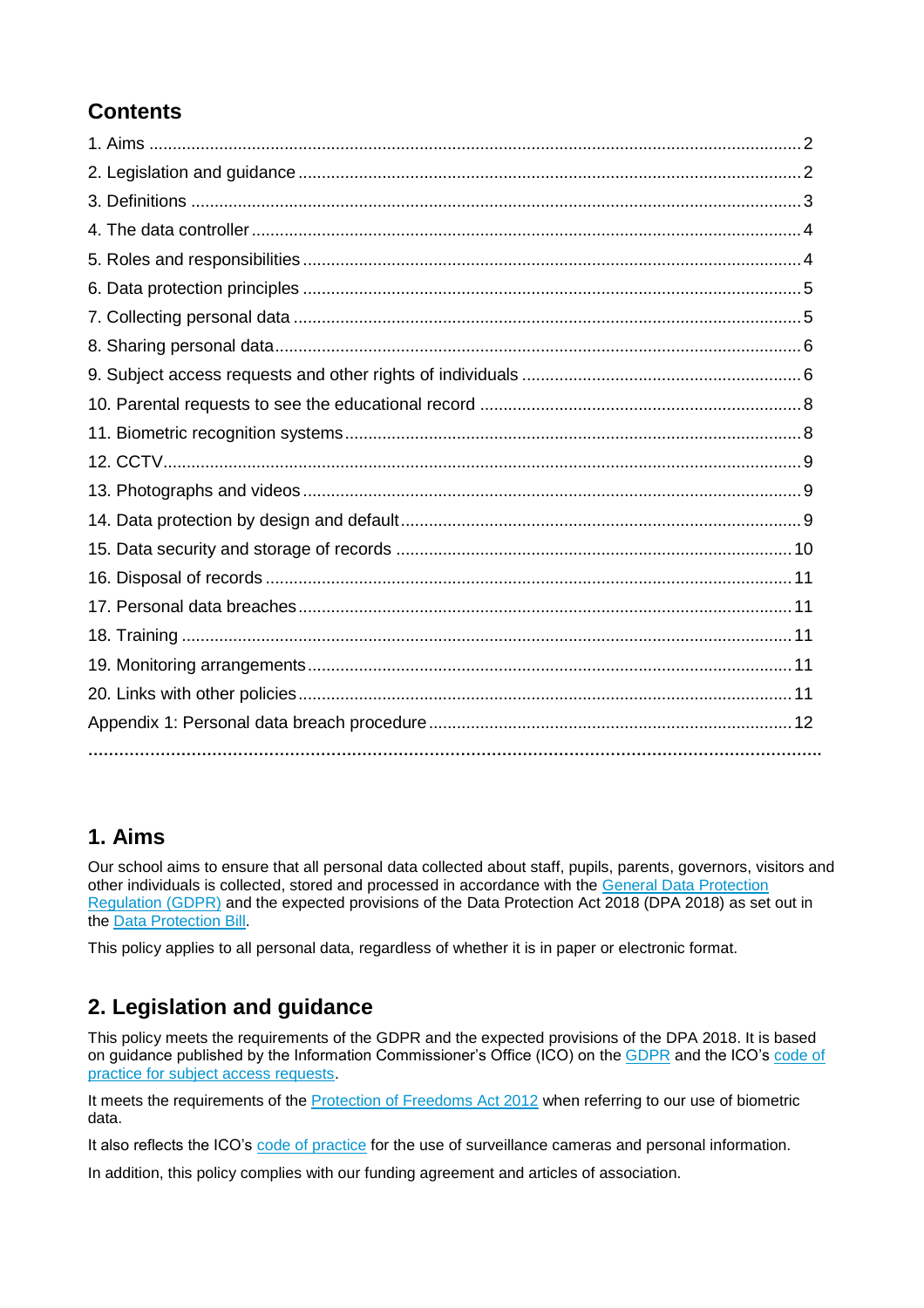## Contents

1. Aims ..... 2
2. Legislation and guidance ..... 2
3. Definitions ..... 3
4. The data controller ..... 4
5. Roles and responsibilities ..... 4
6. Data protection principles ..... 5
7. Collecting personal data ..... 5
8. Sharing personal data ..... 6
9. Subject access requests and other rights of individuals ..... 6
10. Parental requests to see the educational record ..... 8
11. Biometric recognition systems ..... 8
12. CCTV ..... 9
13. Photographs and videos ..... 9
14. Data protection by design and default ..... 9
15. Data security and storage of records ..... 10
16. Disposal of records ..... 11
17. Personal data breaches ..... 11
18. Training ..... 11
19. Monitoring arrangements ..... 11
20. Links with other policies ..... 11

Appendix 1: Personal data breach procedure ..... 12

## 1. Aims

Our school aims to ensure that all personal data collected about staff, pupils, parents, governors, visitors and other individuals is collected, stored and processed in accordance with the General Data Protection Regulation (GDPR) and the expected provisions of the Data Protection Act 2018 (DPA 2018) as set out in the Data Protection Bill.

This policy applies to all personal data, regardless of whether it is in paper or electronic format.

## 2. Legislation and guidance

This policy meets the requirements of the GDPR and the expected provisions of the DPA 2018. It is based on guidance published by the Information Commissioner's Office (ICO) on the GDPR and the ICO's code of practice for subject access requests.

It meets the requirements of the Protection of Freedoms Act 2012 when referring to our use of biometric data.

It also reflects the ICO's code of practice for the use of surveillance cameras and personal information.

In addition, this policy complies with our funding agreement and articles of association.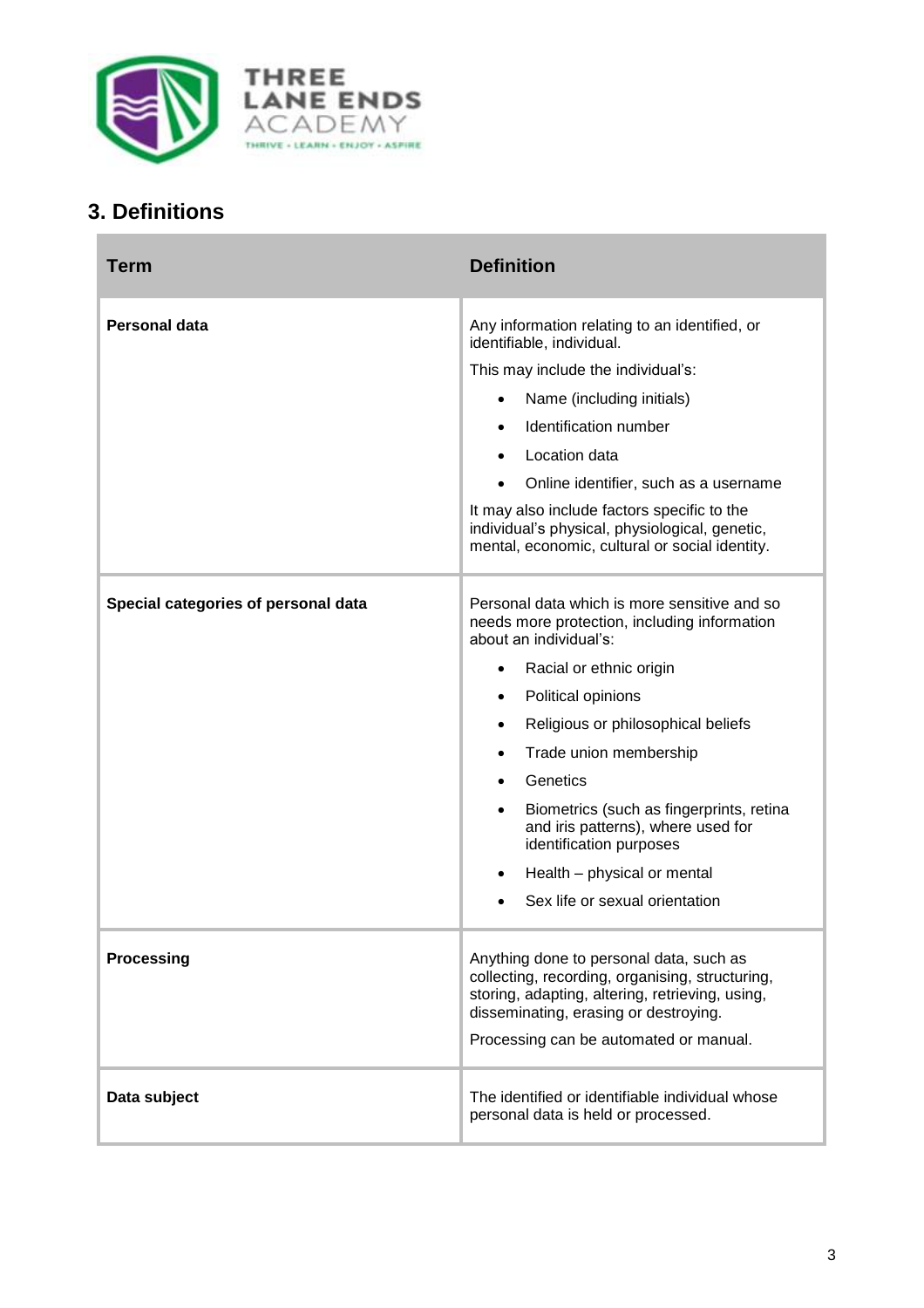## 3. Definitions

| Term | Definition |
|---|---|
| **Personal data** | Any information relating to an identified, or identifiable, individual.<br><br>This may include the individual's:<br><br>• Name (including initials)<br>• Identification number<br>• Location data<br>• Online identifier, such as a username<br><br>It may also include factors specific to the individual's physical, physiological, genetic, mental, economic, cultural or social identity. |
| **Special categories of personal data** | Personal data which is more sensitive and so needs more protection, including information about an individual's:<br><br>• Racial or ethnic origin<br>• Political opinions<br>• Religious or philosophical beliefs<br>• Trade union membership<br>• Genetics<br>• Biometrics (such as fingerprints, retina and iris patterns), where used for identification purposes<br>• Health – physical or mental<br>• Sex life or sexual orientation |
| **Processing** | Anything done to personal data, such as collecting, recording, organising, structuring, storing, adapting, altering, retrieving, using, disseminating, erasing or destroying.<br><br>Processing can be automated or manual. |
| **Data subject** | The identified or identifiable individual whose personal data is held or processed. |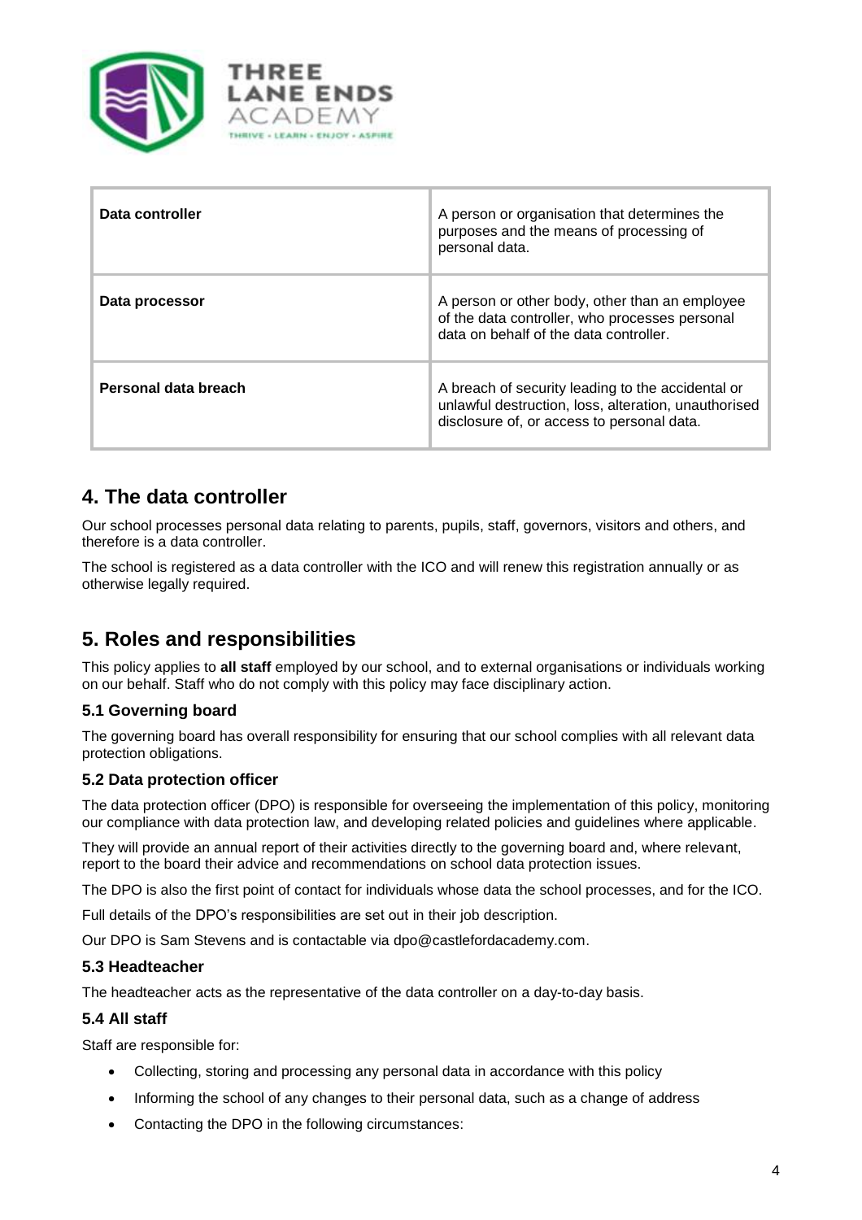| | |
|---|---|
| **Data controller** | A person or organisation that determines the purposes and the means of processing of personal data. |
| **Data processor** | A person or other body, other than an employee of the data controller, who processes personal data on behalf of the data controller. |
| **Personal data breach** | A breach of security leading to the accidental or unlawful destruction, loss, alteration, unauthorised disclosure of, or access to personal data. |

## 4. The data controller

Our school processes personal data relating to parents, pupils, staff, governors, visitors and others, and therefore is a data controller.

The school is registered as a data controller with the ICO and will renew this registration annually or as otherwise legally required.

## 5. Roles and responsibilities

This policy applies to **all staff** employed by our school, and to external organisations or individuals working on our behalf. Staff who do not comply with this policy may face disciplinary action.

### 5.1 Governing board

The governing board has overall responsibility for ensuring that our school complies with all relevant data protection obligations.

### 5.2 Data protection officer

The data protection officer (DPO) is responsible for overseeing the implementation of this policy, monitoring our compliance with data protection law, and developing related policies and guidelines where applicable.

They will provide an annual report of their activities directly to the governing board and, where relevant, report to the board their advice and recommendations on school data protection issues.

The DPO is also the first point of contact for individuals whose data the school processes, and for the ICO.

Full details of the DPO's responsibilities are set out in their job description.

Our DPO is Sam Stevens and is contactable via dpo@castlefordacademy.com.

### 5.3 Headteacher

The headteacher acts as the representative of the data controller on a day-to-day basis.

### 5.4 All staff

Staff are responsible for:

- Collecting, storing and processing any personal data in accordance with this policy
- Informing the school of any changes to their personal data, such as a change of address
- Contacting the DPO in the following circumstances: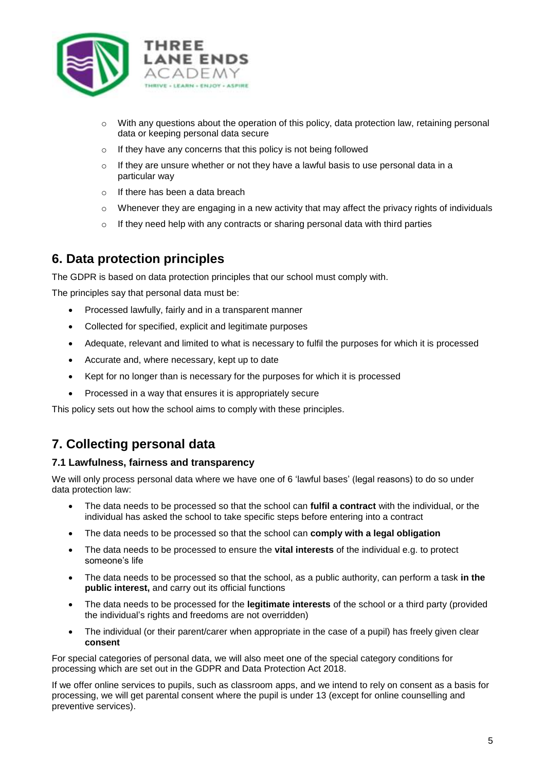- With any questions about the operation of this policy, data protection law, retaining personal data or keeping personal data secure
  - If they have any concerns that this policy is not being followed
  - If they are unsure whether or not they have a lawful basis to use personal data in a particular way
  - If there has been a data breach
  - Whenever they are engaging in a new activity that may affect the privacy rights of individuals
  - If they need help with any contracts or sharing personal data with third parties

## 6. Data protection principles

The GDPR is based on data protection principles that our school must comply with.

The principles say that personal data must be:

- Processed lawfully, fairly and in a transparent manner
- Collected for specified, explicit and legitimate purposes
- Adequate, relevant and limited to what is necessary to fulfil the purposes for which it is processed
- Accurate and, where necessary, kept up to date
- Kept for no longer than is necessary for the purposes for which it is processed
- Processed in a way that ensures it is appropriately secure

This policy sets out how the school aims to comply with these principles.

## 7. Collecting personal data

### 7.1 Lawfulness, fairness and transparency

We will only process personal data where we have one of 6 'lawful bases' (legal reasons) to do so under data protection law:

- The data needs to be processed so that the school can **fulfil a contract** with the individual, or the individual has asked the school to take specific steps before entering into a contract
- The data needs to be processed so that the school can **comply with a legal obligation**
- The data needs to be processed to ensure the **vital interests** of the individual e.g. to protect someone's life
- The data needs to be processed so that the school, as a public authority, can perform a task **in the public interest,** and carry out its official functions
- The data needs to be processed for the **legitimate interests** of the school or a third party (provided the individual's rights and freedoms are not overridden)
- The individual (or their parent/carer when appropriate in the case of a pupil) has freely given clear **consent**

For special categories of personal data, we will also meet one of the special category conditions for processing which are set out in the GDPR and Data Protection Act 2018.

If we offer online services to pupils, such as classroom apps, and we intend to rely on consent as a basis for processing, we will get parental consent where the pupil is under 13 (except for online counselling and preventive services).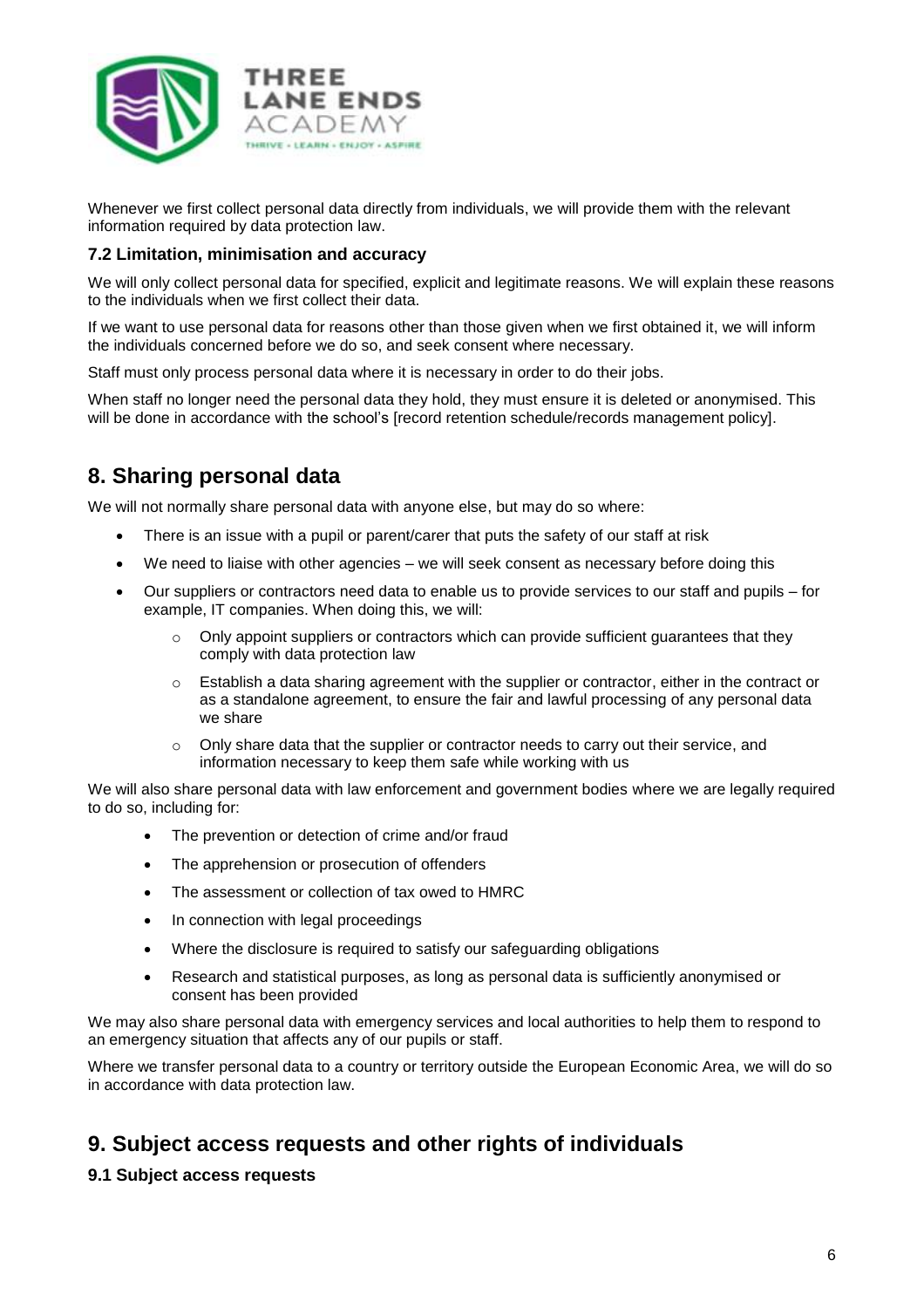Whenever we first collect personal data directly from individuals, we will provide them with the relevant information required by data protection law.

### 7.2 Limitation, minimisation and accuracy

We will only collect personal data for specified, explicit and legitimate reasons. We will explain these reasons to the individuals when we first collect their data.

If we want to use personal data for reasons other than those given when we first obtained it, we will inform the individuals concerned before we do so, and seek consent where necessary.

Staff must only process personal data where it is necessary in order to do their jobs.

When staff no longer need the personal data they hold, they must ensure it is deleted or anonymised. This will be done in accordance with the school's [record retention schedule/records management policy].

## 8. Sharing personal data

We will not normally share personal data with anyone else, but may do so where:

- There is an issue with a pupil or parent/carer that puts the safety of our staff at risk
- We need to liaise with other agencies – we will seek consent as necessary before doing this
- Our suppliers or contractors need data to enable us to provide services to our staff and pupils – for example, IT companies. When doing this, we will:
  - Only appoint suppliers or contractors which can provide sufficient guarantees that they comply with data protection law
  - Establish a data sharing agreement with the supplier or contractor, either in the contract or as a standalone agreement, to ensure the fair and lawful processing of any personal data we share
  - Only share data that the supplier or contractor needs to carry out their service, and information necessary to keep them safe while working with us

We will also share personal data with law enforcement and government bodies where we are legally required to do so, including for:

- The prevention or detection of crime and/or fraud
- The apprehension or prosecution of offenders
- The assessment or collection of tax owed to HMRC
- In connection with legal proceedings
- Where the disclosure is required to satisfy our safeguarding obligations
- Research and statistical purposes, as long as personal data is sufficiently anonymised or consent has been provided

We may also share personal data with emergency services and local authorities to help them to respond to an emergency situation that affects any of our pupils or staff.

Where we transfer personal data to a country or territory outside the European Economic Area, we will do so in accordance with data protection law.

## 9. Subject access requests and other rights of individuals

### 9.1 Subject access requests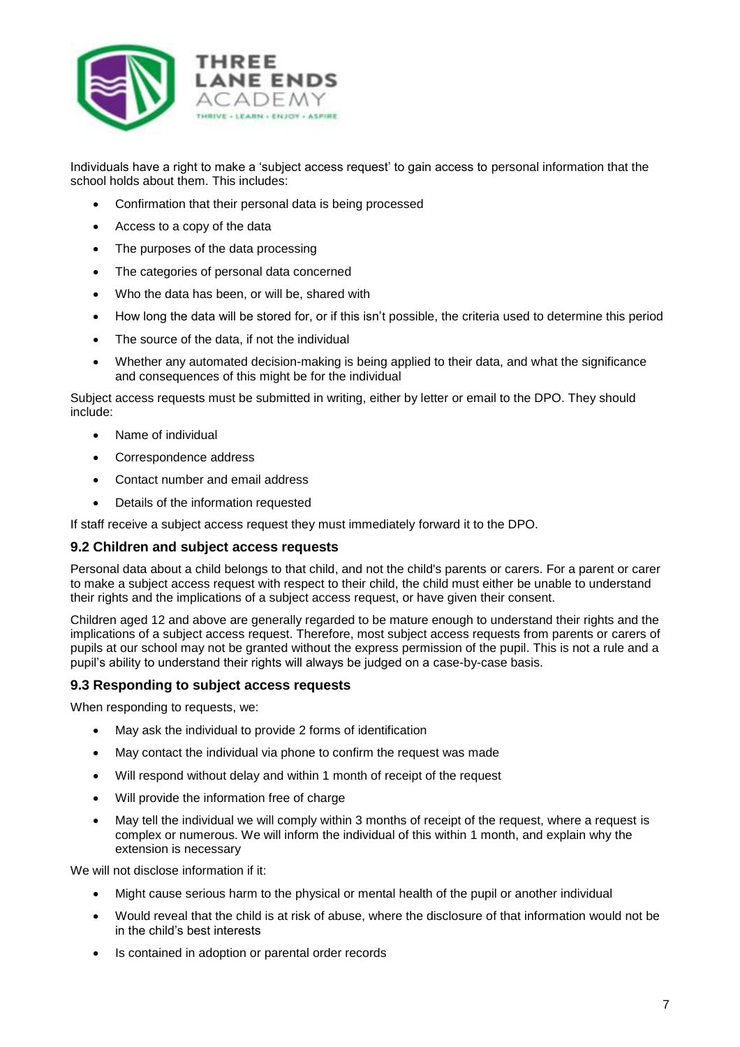Individuals have a right to make a 'subject access request' to gain access to personal information that the school holds about them. This includes:

- Confirmation that their personal data is being processed
- Access to a copy of the data
- The purposes of the data processing
- The categories of personal data concerned
- Who the data has been, or will be, shared with
- How long the data will be stored for, or if this isn't possible, the criteria used to determine this period
- The source of the data, if not the individual
- Whether any automated decision-making is being applied to their data, and what the significance and consequences of this might be for the individual

Subject access requests must be submitted in writing, either by letter or email to the DPO. They should include:

- Name of individual
- Correspondence address
- Contact number and email address
- Details of the information requested

If staff receive a subject access request they must immediately forward it to the DPO.

### 9.2 Children and subject access requests

Personal data about a child belongs to that child, and not the child's parents or carers. For a parent or carer to make a subject access request with respect to their child, the child must either be unable to understand their rights and the implications of a subject access request, or have given their consent.

Children aged 12 and above are generally regarded to be mature enough to understand their rights and the implications of a subject access request. Therefore, most subject access requests from parents or carers of pupils at our school may not be granted without the express permission of the pupil. This is not a rule and a pupil's ability to understand their rights will always be judged on a case-by-case basis.

### 9.3 Responding to subject access requests

When responding to requests, we:

- May ask the individual to provide 2 forms of identification
- May contact the individual via phone to confirm the request was made
- Will respond without delay and within 1 month of receipt of the request
- Will provide the information free of charge
- May tell the individual we will comply within 3 months of receipt of the request, where a request is complex or numerous. We will inform the individual of this within 1 month, and explain why the extension is necessary

We will not disclose information if it:

- Might cause serious harm to the physical or mental health of the pupil or another individual
- Would reveal that the child is at risk of abuse, where the disclosure of that information would not be in the child's best interests
- Is contained in adoption or parental order records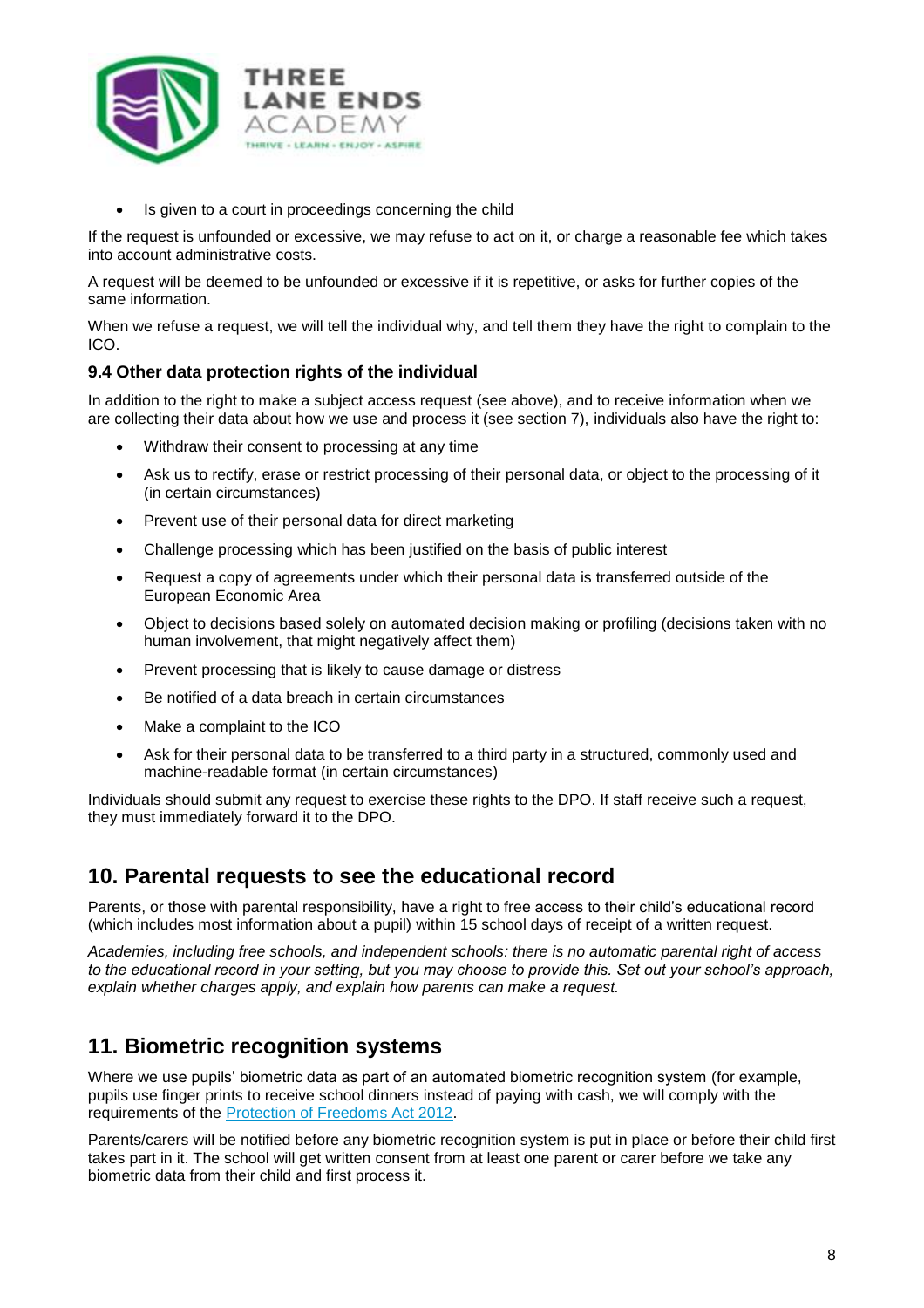- Is given to a court in proceedings concerning the child

If the request is unfounded or excessive, we may refuse to act on it, or charge a reasonable fee which takes into account administrative costs.

A request will be deemed to be unfounded or excessive if it is repetitive, or asks for further copies of the same information.

When we refuse a request, we will tell the individual why, and tell them they have the right to complain to the ICO.

### 9.4 Other data protection rights of the individual

In addition to the right to make a subject access request (see above), and to receive information when we are collecting their data about how we use and process it (see section 7), individuals also have the right to:

- Withdraw their consent to processing at any time
- Ask us to rectify, erase or restrict processing of their personal data, or object to the processing of it (in certain circumstances)
- Prevent use of their personal data for direct marketing
- Challenge processing which has been justified on the basis of public interest
- Request a copy of agreements under which their personal data is transferred outside of the European Economic Area
- Object to decisions based solely on automated decision making or profiling (decisions taken with no human involvement, that might negatively affect them)
- Prevent processing that is likely to cause damage or distress
- Be notified of a data breach in certain circumstances
- Make a complaint to the ICO
- Ask for their personal data to be transferred to a third party in a structured, commonly used and machine-readable format (in certain circumstances)

Individuals should submit any request to exercise these rights to the DPO. If staff receive such a request, they must immediately forward it to the DPO.

## 10. Parental requests to see the educational record

Parents, or those with parental responsibility, have a right to free access to their child's educational record (which includes most information about a pupil) within 15 school days of receipt of a written request.

*Academies, including free schools, and independent schools: there is no automatic parental right of access to the educational record in your setting, but you may choose to provide this. Set out your school's approach, explain whether charges apply, and explain how parents can make a request.*

## 11. Biometric recognition systems

Where we use pupils' biometric data as part of an automated biometric recognition system (for example, pupils use finger prints to receive school dinners instead of paying with cash, we will comply with the requirements of the Protection of Freedoms Act 2012.

Parents/carers will be notified before any biometric recognition system is put in place or before their child first takes part in it. The school will get written consent from at least one parent or carer before we take any biometric data from their child and first process it.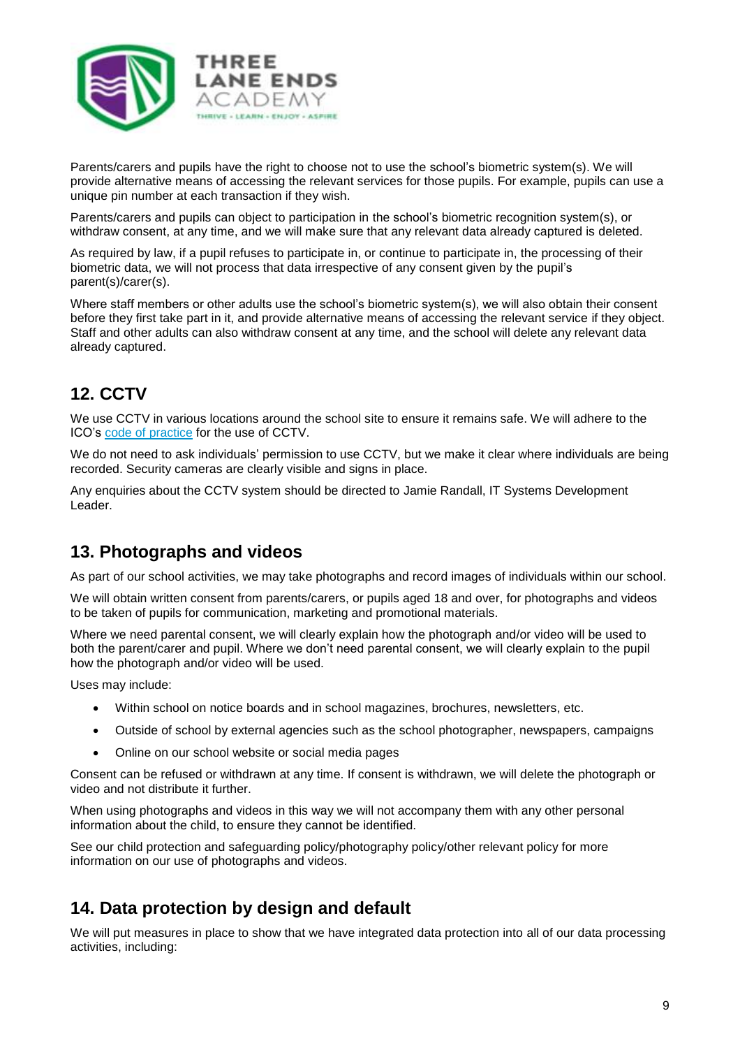Parents/carers and pupils have the right to choose not to use the school's biometric system(s). We will provide alternative means of accessing the relevant services for those pupils. For example, pupils can use a unique pin number at each transaction if they wish.

Parents/carers and pupils can object to participation in the school's biometric recognition system(s), or withdraw consent, at any time, and we will make sure that any relevant data already captured is deleted.

As required by law, if a pupil refuses to participate in, or continue to participate in, the processing of their biometric data, we will not process that data irrespective of any consent given by the pupil's parent(s)/carer(s).

Where staff members or other adults use the school's biometric system(s), we will also obtain their consent before they first take part in it, and provide alternative means of accessing the relevant service if they object. Staff and other adults can also withdraw consent at any time, and the school will delete any relevant data already captured.

## 12. CCTV

We use CCTV in various locations around the school site to ensure it remains safe. We will adhere to the ICO's code of practice for the use of CCTV.

We do not need to ask individuals' permission to use CCTV, but we make it clear where individuals are being recorded. Security cameras are clearly visible and signs in place.

Any enquiries about the CCTV system should be directed to Jamie Randall, IT Systems Development Leader.

## 13. Photographs and videos

As part of our school activities, we may take photographs and record images of individuals within our school.

We will obtain written consent from parents/carers, or pupils aged 18 and over, for photographs and videos to be taken of pupils for communication, marketing and promotional materials.

Where we need parental consent, we will clearly explain how the photograph and/or video will be used to both the parent/carer and pupil. Where we don't need parental consent, we will clearly explain to the pupil how the photograph and/or video will be used.

Uses may include:

- Within school on notice boards and in school magazines, brochures, newsletters, etc.
- Outside of school by external agencies such as the school photographer, newspapers, campaigns
- Online on our school website or social media pages

Consent can be refused or withdrawn at any time. If consent is withdrawn, we will delete the photograph or video and not distribute it further.

When using photographs and videos in this way we will not accompany them with any other personal information about the child, to ensure they cannot be identified.

See our child protection and safeguarding policy/photography policy/other relevant policy for more information on our use of photographs and videos.

## 14. Data protection by design and default

We will put measures in place to show that we have integrated data protection into all of our data processing activities, including: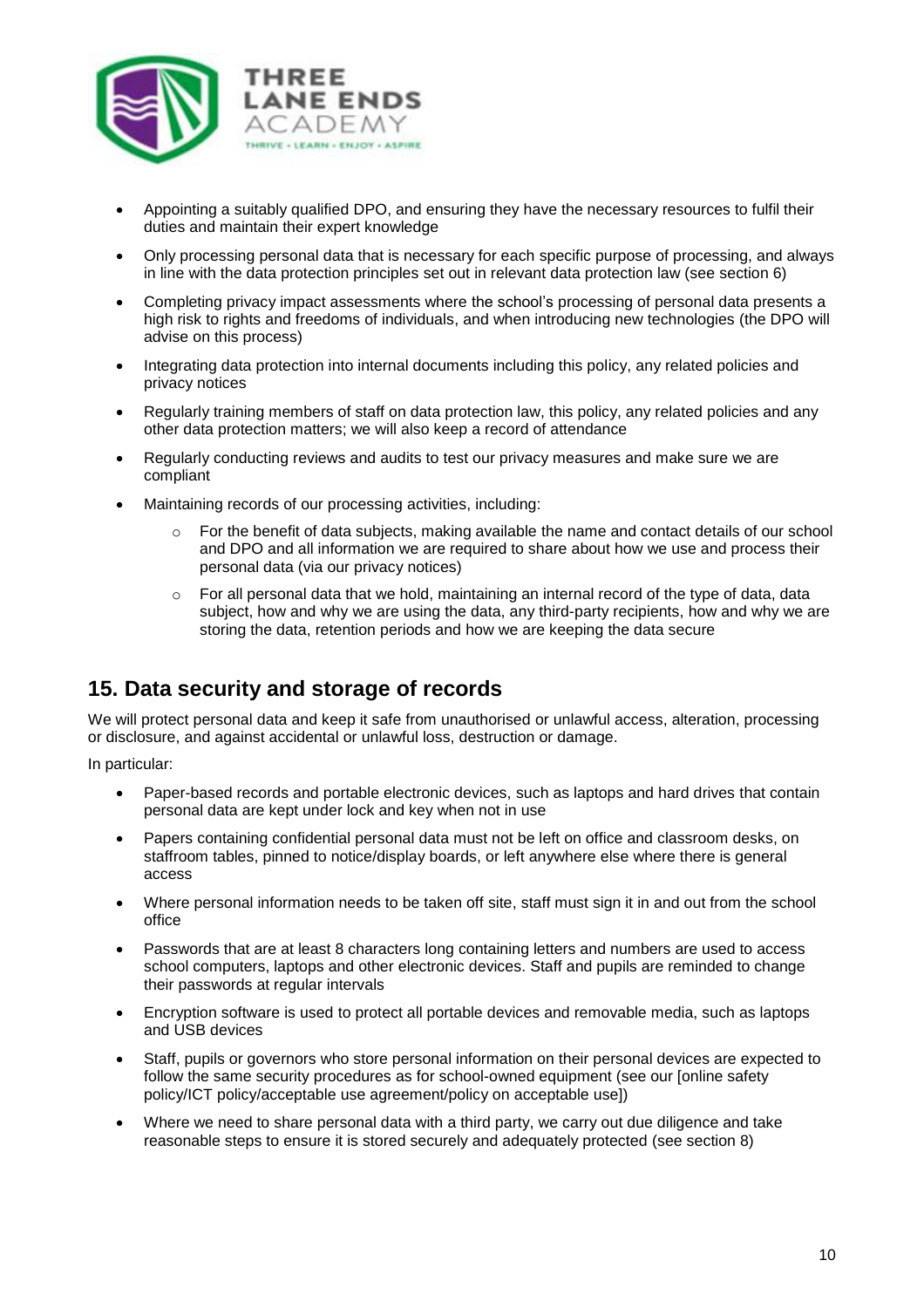- Appointing a suitably qualified DPO, and ensuring they have the necessary resources to fulfil their duties and maintain their expert knowledge
- Only processing personal data that is necessary for each specific purpose of processing, and always in line with the data protection principles set out in relevant data protection law (see section 6)
- Completing privacy impact assessments where the school's processing of personal data presents a high risk to rights and freedoms of individuals, and when introducing new technologies (the DPO will advise on this process)
- Integrating data protection into internal documents including this policy, any related policies and privacy notices
- Regularly training members of staff on data protection law, this policy, any related policies and any other data protection matters; we will also keep a record of attendance
- Regularly conducting reviews and audits to test our privacy measures and make sure we are compliant
- Maintaining records of our processing activities, including:
  - For the benefit of data subjects, making available the name and contact details of our school and DPO and all information we are required to share about how we use and process their personal data (via our privacy notices)
  - For all personal data that we hold, maintaining an internal record of the type of data, data subject, how and why we are using the data, any third-party recipients, how and why we are storing the data, retention periods and how we are keeping the data secure

## 15. Data security and storage of records

We will protect personal data and keep it safe from unauthorised or unlawful access, alteration, processing or disclosure, and against accidental or unlawful loss, destruction or damage.

In particular:

- Paper-based records and portable electronic devices, such as laptops and hard drives that contain personal data are kept under lock and key when not in use
- Papers containing confidential personal data must not be left on office and classroom desks, on staffroom tables, pinned to notice/display boards, or left anywhere else where there is general access
- Where personal information needs to be taken off site, staff must sign it in and out from the school office
- Passwords that are at least 8 characters long containing letters and numbers are used to access school computers, laptops and other electronic devices. Staff and pupils are reminded to change their passwords at regular intervals
- Encryption software is used to protect all portable devices and removable media, such as laptops and USB devices
- Staff, pupils or governors who store personal information on their personal devices are expected to follow the same security procedures as for school-owned equipment (see our [online safety policy/ICT policy/acceptable use agreement/policy on acceptable use])
- Where we need to share personal data with a third party, we carry out due diligence and take reasonable steps to ensure it is stored securely and adequately protected (see section 8)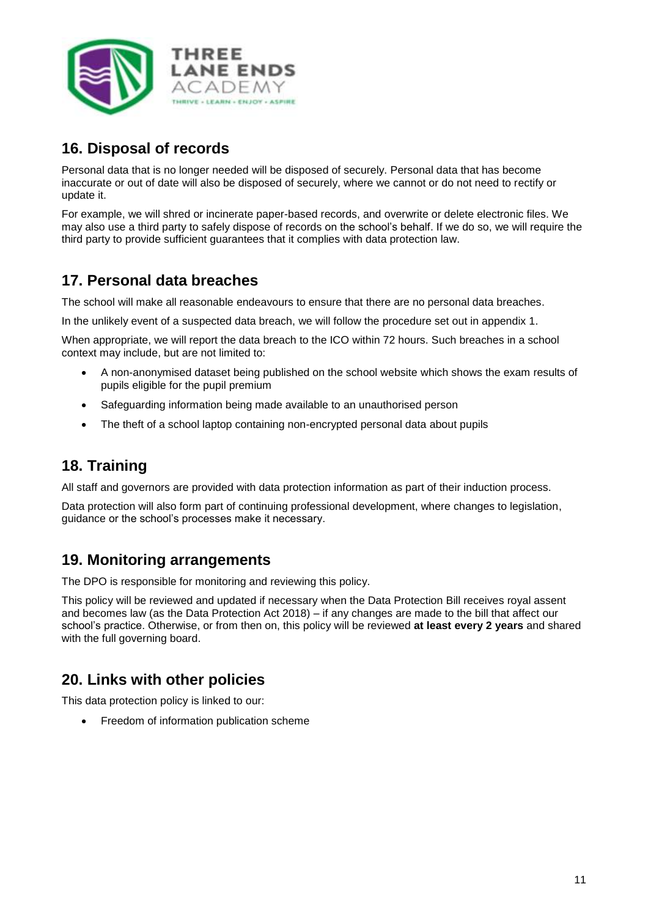## 16. Disposal of records

Personal data that is no longer needed will be disposed of securely. Personal data that has become inaccurate or out of date will also be disposed of securely, where we cannot or do not need to rectify or update it.

For example, we will shred or incinerate paper-based records, and overwrite or delete electronic files. We may also use a third party to safely dispose of records on the school's behalf. If we do so, we will require the third party to provide sufficient guarantees that it complies with data protection law.

## 17. Personal data breaches

The school will make all reasonable endeavours to ensure that there are no personal data breaches.

In the unlikely event of a suspected data breach, we will follow the procedure set out in appendix 1.

When appropriate, we will report the data breach to the ICO within 72 hours. Such breaches in a school context may include, but are not limited to:

- A non-anonymised dataset being published on the school website which shows the exam results of pupils eligible for the pupil premium
- Safeguarding information being made available to an unauthorised person
- The theft of a school laptop containing non-encrypted personal data about pupils

## 18. Training

All staff and governors are provided with data protection information as part of their induction process.

Data protection will also form part of continuing professional development, where changes to legislation, guidance or the school's processes make it necessary.

## 19. Monitoring arrangements

The DPO is responsible for monitoring and reviewing this policy.

This policy will be reviewed and updated if necessary when the Data Protection Bill receives royal assent and becomes law (as the Data Protection Act 2018) – if any changes are made to the bill that affect our school's practice. Otherwise, or from then on, this policy will be reviewed **at least every 2 years** and shared with the full governing board.

## 20. Links with other policies

This data protection policy is linked to our:

- Freedom of information publication scheme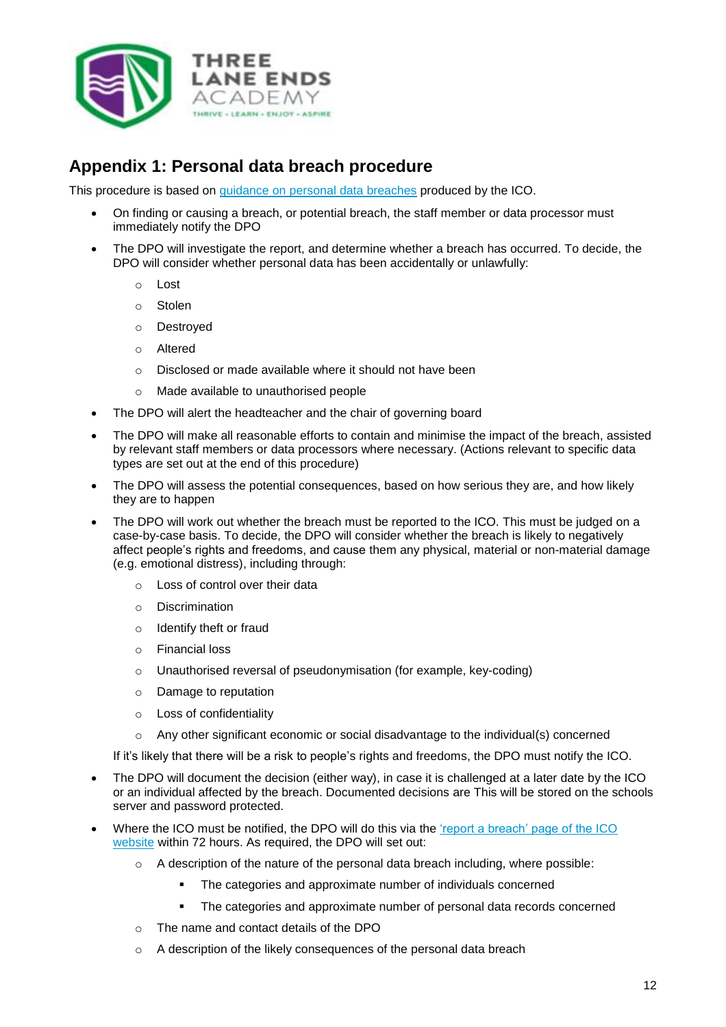## Appendix 1: Personal data breach procedure

This procedure is based on [guidance on personal data breaches](#) produced by the ICO.

- On finding or causing a breach, or potential breach, the staff member or data processor must immediately notify the DPO
- The DPO will investigate the report, and determine whether a breach has occurred. To decide, the DPO will consider whether personal data has been accidentally or unlawfully:
  - Lost
  - Stolen
  - Destroyed
  - Altered
  - Disclosed or made available where it should not have been
  - Made available to unauthorised people
- The DPO will alert the headteacher and the chair of governing board
- The DPO will make all reasonable efforts to contain and minimise the impact of the breach, assisted by relevant staff members or data processors where necessary. (Actions relevant to specific data types are set out at the end of this procedure)
- The DPO will assess the potential consequences, based on how serious they are, and how likely they are to happen
- The DPO will work out whether the breach must be reported to the ICO. This must be judged on a case-by-case basis. To decide, the DPO will consider whether the breach is likely to negatively affect people's rights and freedoms, and cause them any physical, material or non-material damage (e.g. emotional distress), including through:
  - Loss of control over their data
  - Discrimination
  - Identify theft or fraud
  - Financial loss
  - Unauthorised reversal of pseudonymisation (for example, key-coding)
  - Damage to reputation
  - Loss of confidentiality
  - Any other significant economic or social disadvantage to the individual(s) concerned

  If it's likely that there will be a risk to people's rights and freedoms, the DPO must notify the ICO.
- The DPO will document the decision (either way), in case it is challenged at a later date by the ICO or an individual affected by the breach. Documented decisions are This will be stored on the schools server and password protected.
- Where the ICO must be notified, the DPO will do this via the ['report a breach' page of the ICO website](#) within 72 hours. As required, the DPO will set out:
  - A description of the nature of the personal data breach including, where possible:
    - The categories and approximate number of individuals concerned
    - The categories and approximate number of personal data records concerned
  - The name and contact details of the DPO
  - A description of the likely consequences of the personal data breach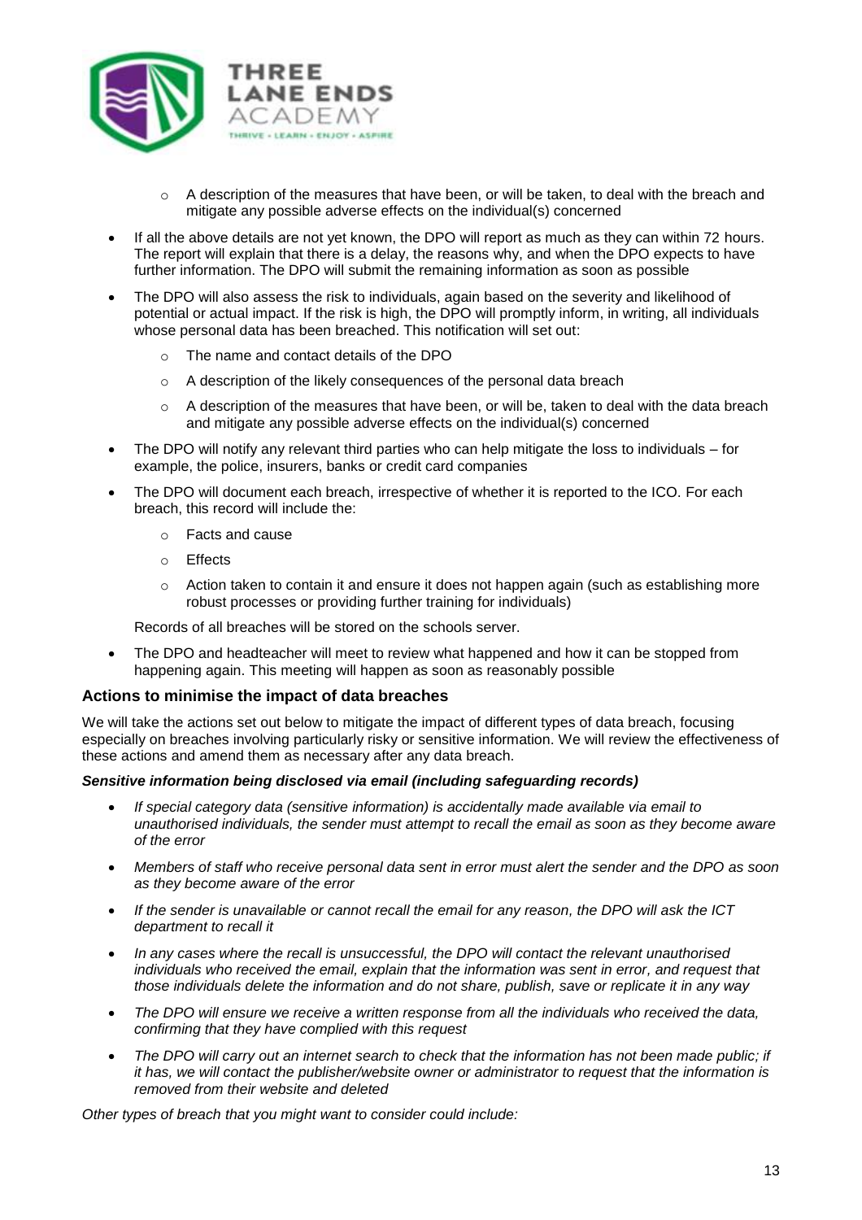- A description of the measures that have been, or will be taken, to deal with the breach and mitigate any possible adverse effects on the individual(s) concerned
- If all the above details are not yet known, the DPO will report as much as they can within 72 hours. The report will explain that there is a delay, the reasons why, and when the DPO expects to have further information. The DPO will submit the remaining information as soon as possible
- The DPO will also assess the risk to individuals, again based on the severity and likelihood of potential or actual impact. If the risk is high, the DPO will promptly inform, in writing, all individuals whose personal data has been breached. This notification will set out:
    - The name and contact details of the DPO
    - A description of the likely consequences of the personal data breach
    - A description of the measures that have been, or will be, taken to deal with the data breach and mitigate any possible adverse effects on the individual(s) concerned
- The DPO will notify any relevant third parties who can help mitigate the loss to individuals – for example, the police, insurers, banks or credit card companies
- The DPO will document each breach, irrespective of whether it is reported to the ICO. For each breach, this record will include the:
    - Facts and cause
    - Effects
    - Action taken to contain it and ensure it does not happen again (such as establishing more robust processes or providing further training for individuals)

  Records of all breaches will be stored on the schools server.

- The DPO and headteacher will meet to review what happened and how it can be stopped from happening again. This meeting will happen as soon as reasonably possible

### Actions to minimise the impact of data breaches

We will take the actions set out below to mitigate the impact of different types of data breach, focusing especially on breaches involving particularly risky or sensitive information. We will review the effectiveness of these actions and amend them as necessary after any data breach.

***Sensitive information being disclosed via email (including safeguarding records)***

- *If special category data (sensitive information) is accidentally made available via email to unauthorised individuals, the sender must attempt to recall the email as soon as they become aware of the error*
- *Members of staff who receive personal data sent in error must alert the sender and the DPO as soon as they become aware of the error*
- *If the sender is unavailable or cannot recall the email for any reason, the DPO will ask the ICT department to recall it*
- *In any cases where the recall is unsuccessful, the DPO will contact the relevant unauthorised individuals who received the email, explain that the information was sent in error, and request that those individuals delete the information and do not share, publish, save or replicate it in any way*
- *The DPO will ensure we receive a written response from all the individuals who received the data, confirming that they have complied with this request*
- *The DPO will carry out an internet search to check that the information has not been made public; if it has, we will contact the publisher/website owner or administrator to request that the information is removed from their website and deleted*

*Other types of breach that you might want to consider could include:*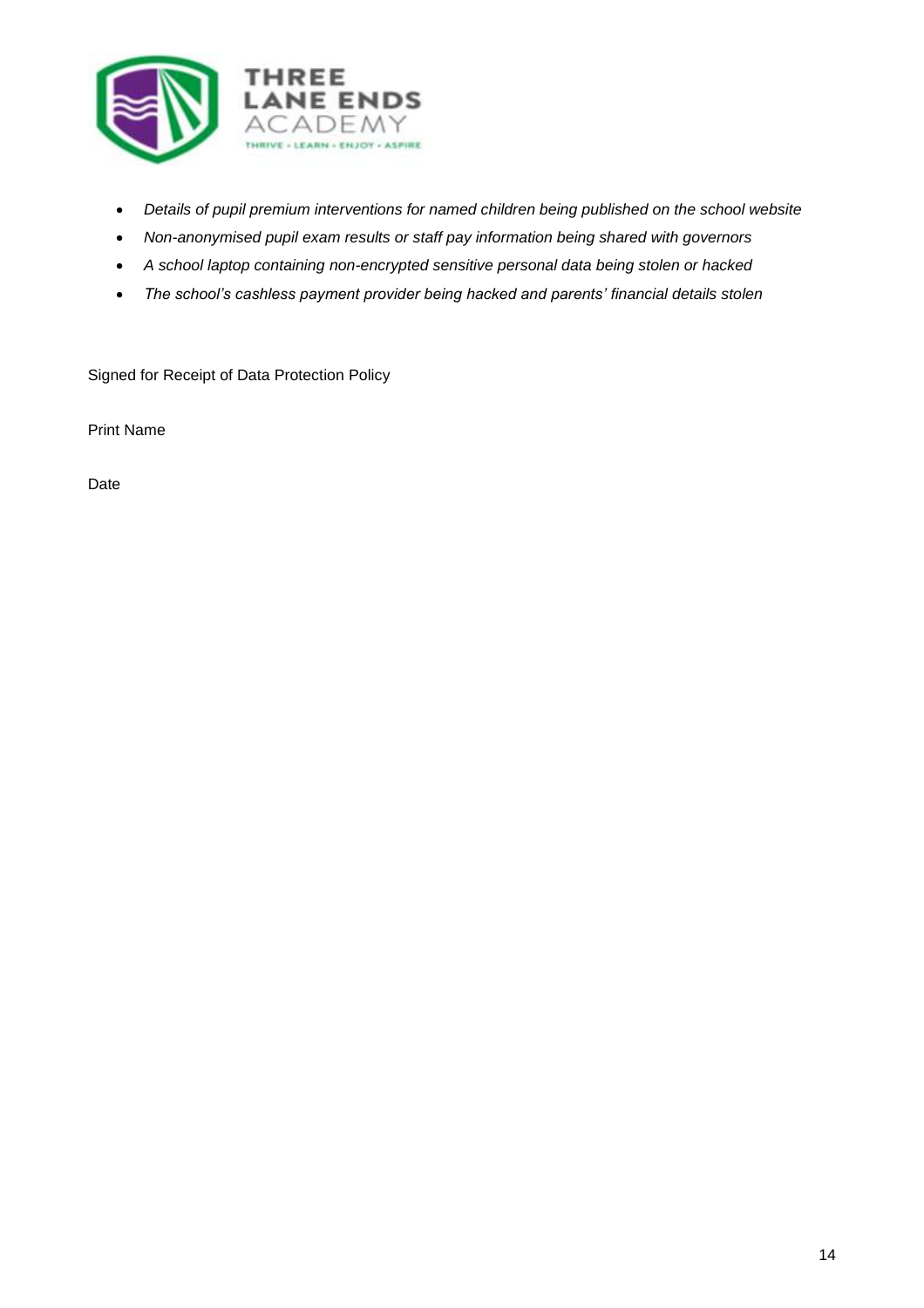- *Details of pupil premium interventions for named children being published on the school website*
- *Non-anonymised pupil exam results or staff pay information being shared with governors*
- *A school laptop containing non-encrypted sensitive personal data being stolen or hacked*
- *The school's cashless payment provider being hacked and parents' financial details stolen*

Signed for Receipt of Data Protection Policy

Print Name

Date